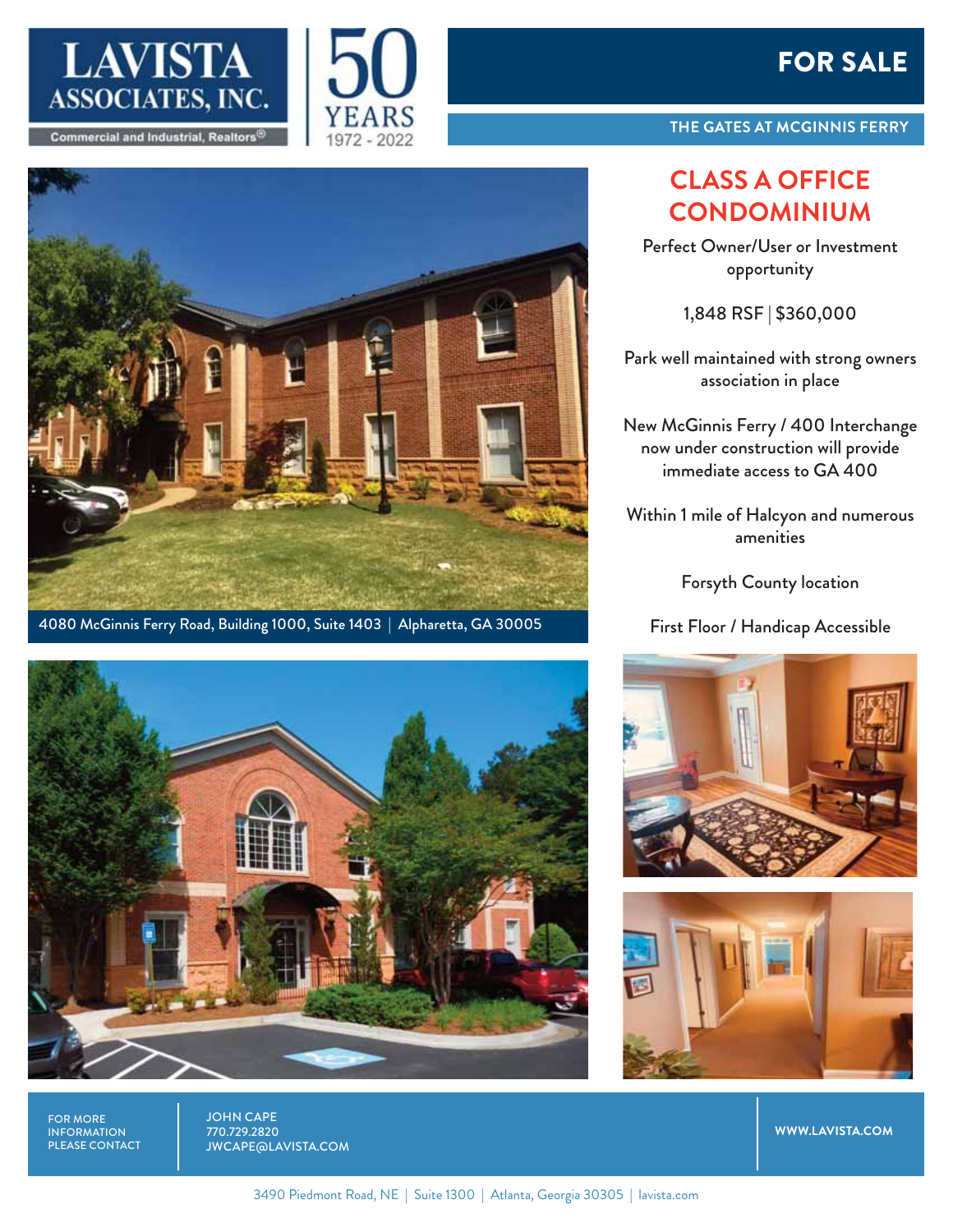LAVISTA ASSOCIATES, INC.
Commercial and Industrial, Realtors®

50 YEARS 1972 - 2022

# FOR SALE

## THE GATES AT MCGINNIS FERRY

4080 McGinnis Ferry Road, Building 1000, Suite 1403 | Alpharetta, GA 30005

## CLASS A OFFICE CONDOMINIUM

Perfect Owner/User or Investment opportunity

1,848 RSF | $360,000

Park well maintained with strong owners association in place

New McGinnis Ferry / 400 Interchange now under construction will provide immediate access to GA 400

Within 1 mile of Halcyon and numerous amenities

Forsyth County location

First Floor / Handicap Accessible

FOR MORE INFORMATION PLEASE CONTACT

JOHN CAPE
770.729.2820
JWCAPE@LAVISTA.COM

WWW.LAVISTA.COM

3490 Piedmont Road, NE | Suite 1300 | Atlanta, Georgia 30305 | lavista.com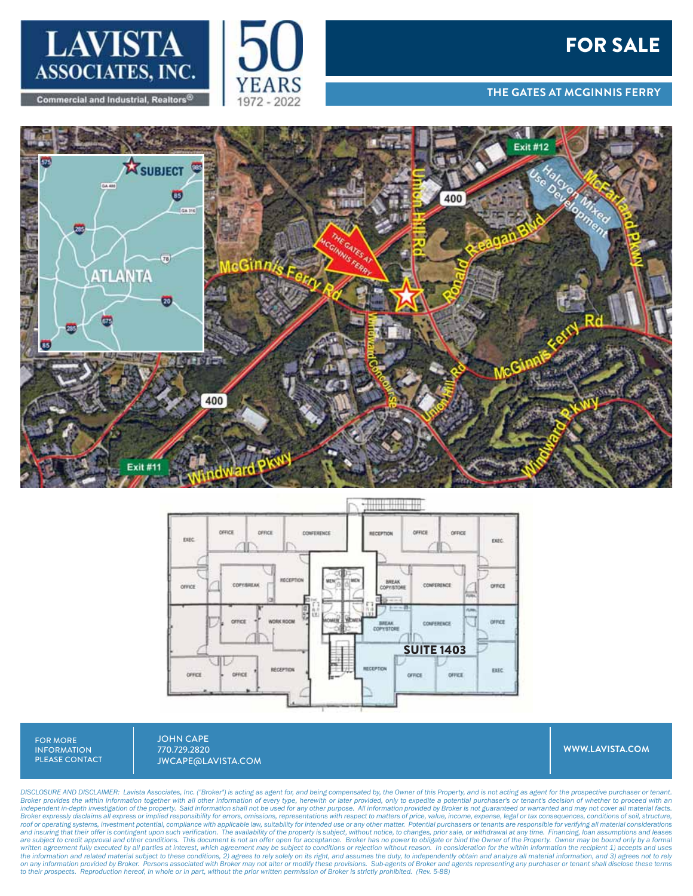LAVISTA ASSOCIATES, INC.

Commercial and Industrial, Realtors®

50 YEARS 1972 - 2022

# FOR SALE

## THE GATES AT MCGINNIS FERRY

Exit #12

400

Halcyon Mixed Use Development

McFarland Pkwy

Union Hill Rd

Ronald Reagan Blvd

THE GATES AT MCGINNIS FERRY

McGinnis Ferry Rd

Windward Concourse

Union Hill Rd

McGinnis Ferry Rd

Windward Pkwy

400

Exit #11

Windward Pkwy

SUBJECT

ATLANTA

575, 985, GA 400, 85, GA 316, 285, 78, 20, 675, 285, 85

EXEC. | OFFICE | OFFICE | CONFERENCE | RECEPTION | OFFICE | OFFICE | EXEC.

OFFICE | COPY/BREAK | RECEPTION | MEN | MEN | BREAK COPY/STORE | CONFERENCE | OFFICE

OFFICE | WORK ROOM | WOMEN | WOMEN | BREAK COPY/STORE | CONFERENCE | OFFICE

SUITE 1403

OFFICE | OFFICE | RECEPTION | RECEPTION | OFFICE | OFFICE | EXEC.

FOR MORE INFORMATION PLEASE CONTACT

JOHN CAPE
770.729.2820
JWCAPE@LAVISTA.COM

WWW.LAVISTA.COM

*DISCLOSURE AND DISCLAIMER: Lavista Associates, Inc. ("Broker") is acting as agent for, and being compensated by, the Owner of this Property, and is not acting as agent for the prospective purchaser or tenant. Broker provides the within information together with all other information of every type, herewith or later provided, only to expedite a potential purchaser's or tenant's decision of whether to proceed with an independent in-depth investigation of the property. Said information shall not be used for any other purpose. All information provided by Broker is not guaranteed or warranted and may not cover all material facts. Broker expressly disclaims all express or implied responsibility for errors, omissions, representations with respect to matters of price, value, income, expense, legal or tax consequences, conditions of soil, structure, roof or operating systems, investment potential, compliance with applicable law, suitability for intended use or any other matter. Potential purchasers or tenants are responsible for verifying all material considerations and insuring that their offer is contingent upon such verification. The availability of the property is subject, without notice, to changes, prior sale, or withdrawal at any time. Financing, loan assumptions and leases are subject to credit approval and other conditions. This document is not an offer open for acceptance. Broker has no power to obligate or bind the Owner of the Property. Owner may be bound only by a formal written agreement fully executed by all parties at interest, which agreement may be subject to conditions or rejection without reason. In consideration for the within information the recipient 1) accepts and uses the information and related material subject to these conditions, 2) agrees to rely solely on its right, and assumes the duty, to independently obtain and analyze all material information, and 3) agrees not to rely on any information provided by Broker. Persons associated with Broker may not alter or modify these provisions. Sub-agents of Broker and agents representing any purchaser or tenant shall disclose these terms to their prospects. Reproduction hereof, in whole or in part, without the prior written permission of Broker is strictly prohibited. (Rev. 5-88)*